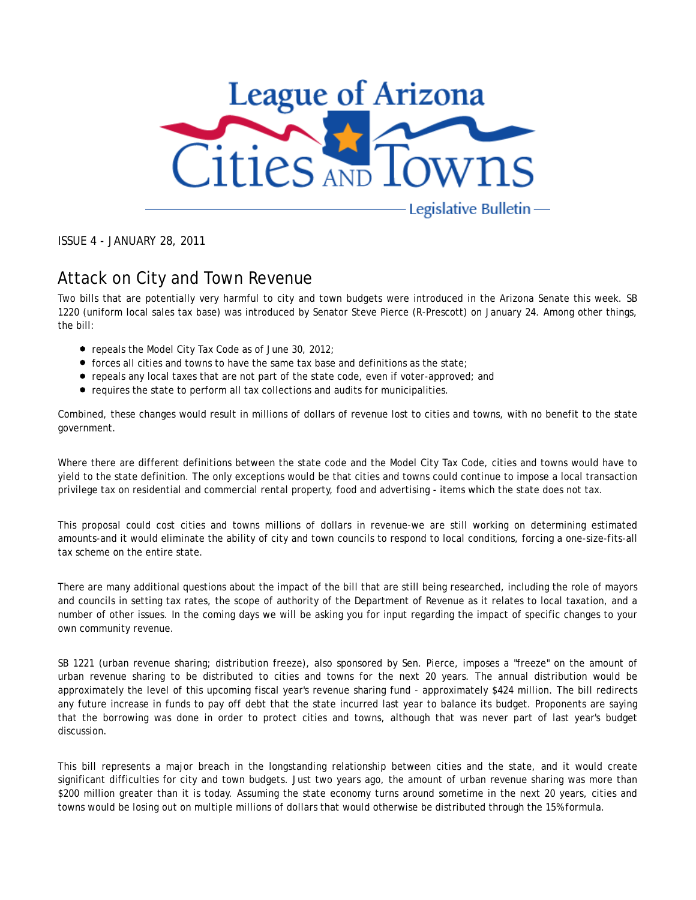# League of Arizona Cities and Towns

Legislative Bulletin

ISSUE 4 - JANUARY 28, 2011

## Attack on City and Town Revenue

Two bills that are potentially very harmful to city and town budgets were introduced in the Arizona Senate this week. SB 1220 (uniform local sales tax base) was introduced by Senator Steve Pierce (R-Prescott) on January 24. Among other things, the bill:

- repeals the Model City Tax Code as of June 30, 2012;
- forces all cities and towns to have the same tax base and definitions as the state;
- repeals any local taxes that are not part of the state code, even if voter-approved; and
- requires the state to perform all tax collections and audits for municipalities.

Combined, these changes would result in millions of dollars of revenue lost to cities and towns, with no benefit to the state government.

Where there are different definitions between the state code and the Model City Tax Code, cities and towns would have to yield to the state definition. The only exceptions would be that cities and towns could continue to impose a local transaction privilege tax on residential and commercial rental property, food and advertising - items which the state does not tax.

This proposal could cost cities and towns millions of dollars in revenue-we are still working on determining estimated amounts-and it would eliminate the ability of city and town councils to respond to local conditions, forcing a one-size-fits-all tax scheme on the entire state.

There are many additional questions about the impact of the bill that are still being researched, including the role of mayors and councils in setting tax rates, the scope of authority of the Department of Revenue as it relates to local taxation, and a number of other issues. In the coming days we will be asking you for input regarding the impact of specific changes to your own community revenue.

SB 1221 (urban revenue sharing; distribution freeze), also sponsored by Sen. Pierce, imposes a "freeze" on the amount of urban revenue sharing to be distributed to cities and towns for the next 20 years. The annual distribution would be approximately the level of this upcoming fiscal year's revenue sharing fund - approximately $424 million. The bill redirects any future increase in funds to pay off debt that the state incurred last year to balance its budget. Proponents are saying that the borrowing was done in order to protect cities and towns, although that was never part of last year's budget discussion.

This bill represents a major breach in the longstanding relationship between cities and the state, and it would create significant difficulties for city and town budgets. Just two years ago, the amount of urban revenue sharing was more than $200 million greater than it is today. Assuming the state economy turns around sometime in the next 20 years, cities and towns would be losing out on multiple millions of dollars that would otherwise be distributed through the 15% formula.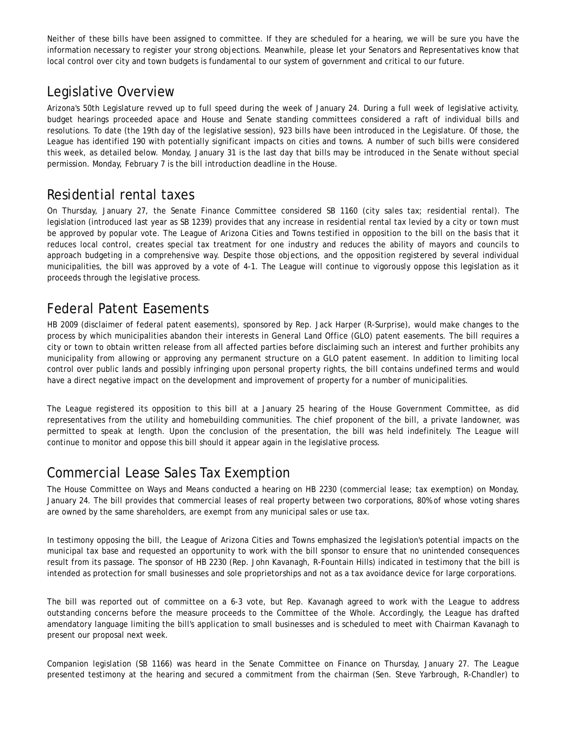Neither of these bills have been assigned to committee. If they are scheduled for a hearing, we will be sure you have the information necessary to register your strong objections. Meanwhile, please let your Senators and Representatives know that local control over city and town budgets is fundamental to our system of government and critical to our future.

## Legislative Overview

Arizona's 50th Legislature revved up to full speed during the week of January 24. During a full week of legislative activity, budget hearings proceeded apace and House and Senate standing committees considered a raft of individual bills and resolutions. To date (the 19th day of the legislative session), 923 bills have been introduced in the Legislature. Of those, the League has identified 190 with potentially significant impacts on cities and towns. A number of such bills were considered this week, as detailed below. Monday, January 31 is the last day that bills may be introduced in the Senate without special permission. Monday, February 7 is the bill introduction deadline in the House.

## Residential rental taxes

On Thursday, January 27, the Senate Finance Committee considered SB 1160 (city sales tax; residential rental). The legislation (introduced last year as SB 1239) provides that any increase in residential rental tax levied by a city or town must be approved by popular vote. The League of Arizona Cities and Towns testified in opposition to the bill on the basis that it reduces local control, creates special tax treatment for one industry and reduces the ability of mayors and councils to approach budgeting in a comprehensive way. Despite those objections, and the opposition registered by several individual municipalities, the bill was approved by a vote of 4-1. The League will continue to vigorously oppose this legislation as it proceeds through the legislative process.

## Federal Patent Easements

HB 2009 (disclaimer of federal patent easements), sponsored by Rep. Jack Harper (R-Surprise), would make changes to the process by which municipalities abandon their interests in General Land Office (GLO) patent easements. The bill requires a city or town to obtain written release from all affected parties before disclaiming such an interest and further prohibits any municipality from allowing or approving any permanent structure on a GLO patent easement. In addition to limiting local control over public lands and possibly infringing upon personal property rights, the bill contains undefined terms and would have a direct negative impact on the development and improvement of property for a number of municipalities.

The League registered its opposition to this bill at a January 25 hearing of the House Government Committee, as did representatives from the utility and homebuilding communities. The chief proponent of the bill, a private landowner, was permitted to speak at length. Upon the conclusion of the presentation, the bill was held indefinitely. The League will continue to monitor and oppose this bill should it appear again in the legislative process.

## Commercial Lease Sales Tax Exemption

The House Committee on Ways and Means conducted a hearing on HB 2230 (commercial lease; tax exemption) on Monday, January 24. The bill provides that commercial leases of real property between two corporations, 80% of whose voting shares are owned by the same shareholders, are exempt from any municipal sales or use tax.

In testimony opposing the bill, the League of Arizona Cities and Towns emphasized the legislation's potential impacts on the municipal tax base and requested an opportunity to work with the bill sponsor to ensure that no unintended consequences result from its passage. The sponsor of HB 2230 (Rep. John Kavanagh, R-Fountain Hills) indicated in testimony that the bill is intended as protection for small businesses and sole proprietorships and not as a tax avoidance device for large corporations.

The bill was reported out of committee on a 6-3 vote, but Rep. Kavanagh agreed to work with the League to address outstanding concerns before the measure proceeds to the Committee of the Whole. Accordingly, the League has drafted amendatory language limiting the bill's application to small businesses and is scheduled to meet with Chairman Kavanagh to present our proposal next week.

Companion legislation (SB 1166) was heard in the Senate Committee on Finance on Thursday, January 27. The League presented testimony at the hearing and secured a commitment from the chairman (Sen. Steve Yarbrough, R-Chandler) to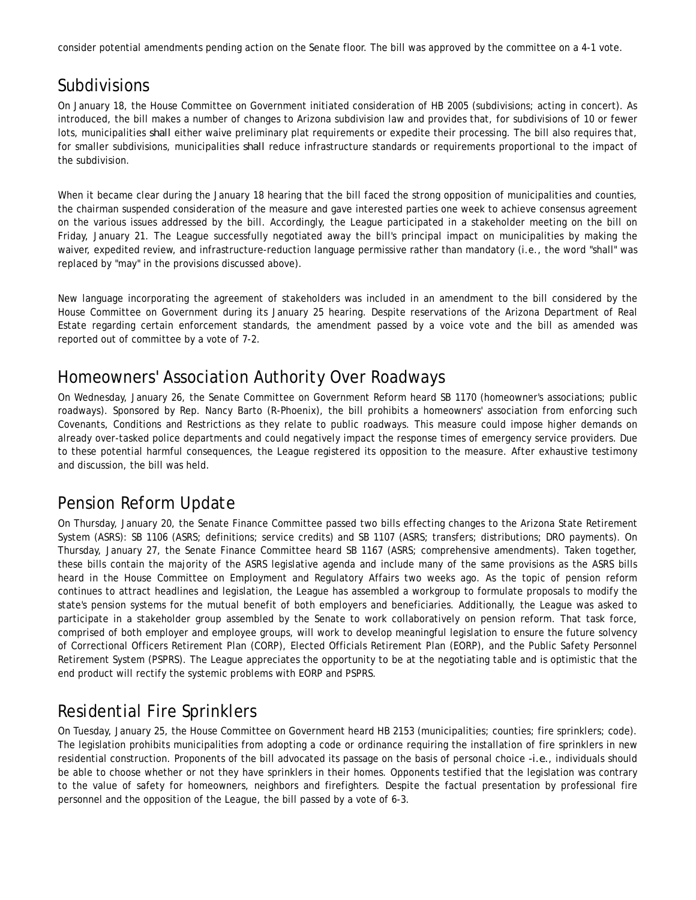consider potential amendments pending action on the Senate floor. The bill was approved by the committee on a 4-1 vote.

## Subdivisions

On January 18, the House Committee on Government initiated consideration of HB 2005 (subdivisions; acting in concert). As introduced, the bill makes a number of changes to Arizona subdivision law and provides that, for subdivisions of 10 or fewer lots, municipalities *shall* either waive preliminary plat requirements or expedite their processing. The bill also requires that, for smaller subdivisions, municipalities *shall* reduce infrastructure standards or requirements proportional to the impact of the subdivision.

When it became clear during the January 18 hearing that the bill faced the strong opposition of municipalities and counties, the chairman suspended consideration of the measure and gave interested parties one week to achieve consensus agreement on the various issues addressed by the bill. Accordingly, the League participated in a stakeholder meeting on the bill on Friday, January 21. The League successfully negotiated away the bill's principal impact on municipalities by making the waiver, expedited review, and infrastructure-reduction language permissive rather than mandatory (i.e., the word "shall" was replaced by "may" in the provisions discussed above).

New language incorporating the agreement of stakeholders was included in an amendment to the bill considered by the House Committee on Government during its January 25 hearing. Despite reservations of the Arizona Department of Real Estate regarding certain enforcement standards, the amendment passed by a voice vote and the bill as amended was reported out of committee by a vote of 7-2.

## Homeowners' Association Authority Over Roadways

On Wednesday, January 26, the Senate Committee on Government Reform heard SB 1170 (homeowner's associations; public roadways). Sponsored by Rep. Nancy Barto (R-Phoenix), the bill prohibits a homeowners' association from enforcing such Covenants, Conditions and Restrictions as they relate to public roadways. This measure could impose higher demands on already over-tasked police departments and could negatively impact the response times of emergency service providers. Due to these potential harmful consequences, the League registered its opposition to the measure. After exhaustive testimony and discussion, the bill was held.

## Pension Reform Update

On Thursday, January 20, the Senate Finance Committee passed two bills effecting changes to the Arizona State Retirement System (ASRS): SB 1106 (ASRS; definitions; service credits) and SB 1107 (ASRS; transfers; distributions; DRO payments). On Thursday, January 27, the Senate Finance Committee heard SB 1167 (ASRS; comprehensive amendments). Taken together, these bills contain the majority of the ASRS legislative agenda and include many of the same provisions as the ASRS bills heard in the House Committee on Employment and Regulatory Affairs two weeks ago. As the topic of pension reform continues to attract headlines and legislation, the League has assembled a workgroup to formulate proposals to modify the state's pension systems for the mutual benefit of both employers and beneficiaries. Additionally, the League was asked to participate in a stakeholder group assembled by the Senate to work collaboratively on pension reform. That task force, comprised of both employer and employee groups, will work to develop meaningful legislation to ensure the future solvency of Correctional Officers Retirement Plan (CORP), Elected Officials Retirement Plan (EORP), and the Public Safety Personnel Retirement System (PSPRS). The League appreciates the opportunity to be at the negotiating table and is optimistic that the end product will rectify the systemic problems with EORP and PSPRS.

## Residential Fire Sprinklers

On Tuesday, January 25, the House Committee on Government heard HB 2153 (municipalities; counties; fire sprinklers; code). The legislation prohibits municipalities from adopting a code or ordinance requiring the installation of fire sprinklers in new residential construction. Proponents of the bill advocated its passage on the basis of personal choice -*i.e.*, individuals should be able to choose whether or not they have sprinklers in their homes. Opponents testified that the legislation was contrary to the value of safety for homeowners, neighbors and firefighters. Despite the factual presentation by professional fire personnel and the opposition of the League, the bill passed by a vote of 6-3.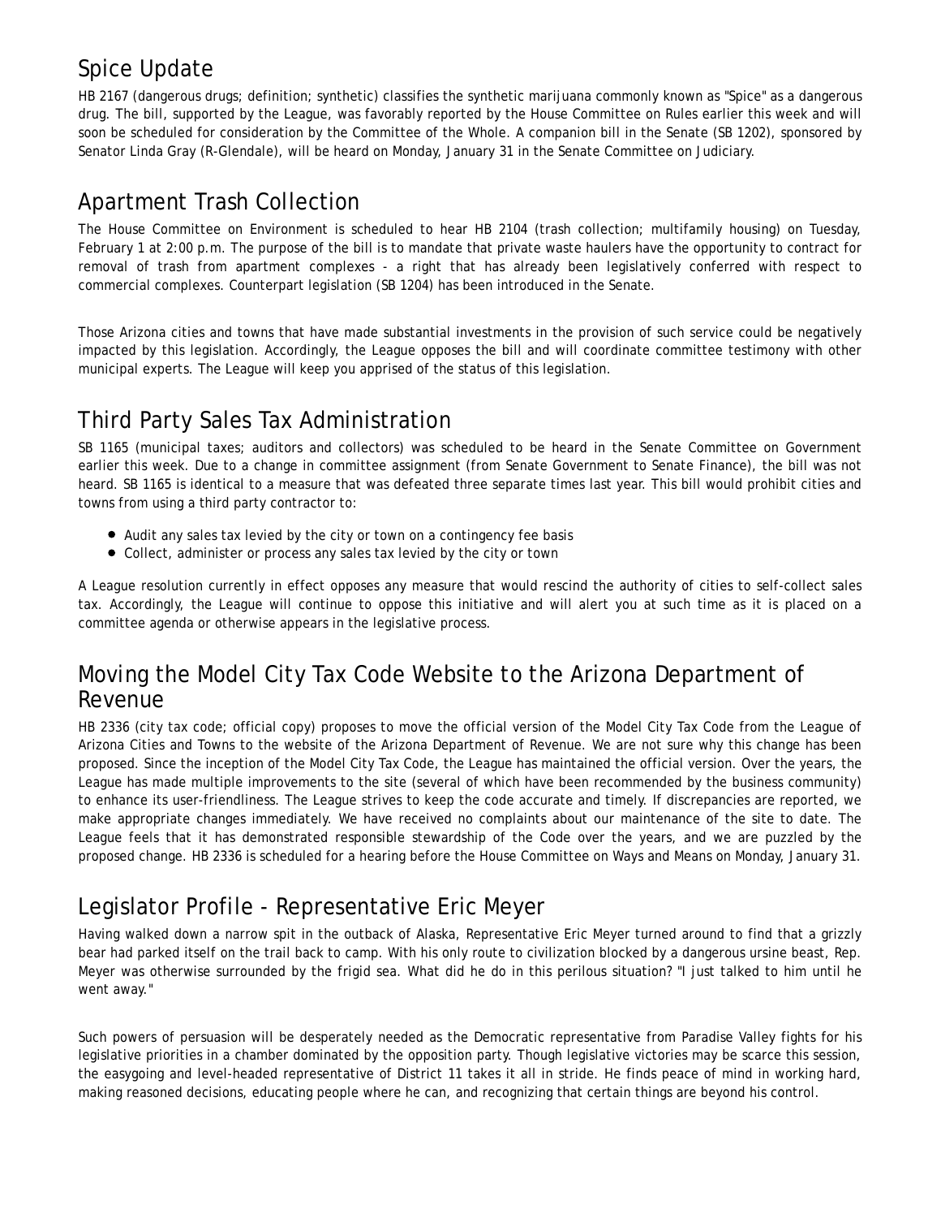## Spice Update

HB 2167 (dangerous drugs; definition; synthetic) classifies the synthetic marijuana commonly known as "Spice" as a dangerous drug. The bill, supported by the League, was favorably reported by the House Committee on Rules earlier this week and will soon be scheduled for consideration by the Committee of the Whole. A companion bill in the Senate (SB 1202), sponsored by Senator Linda Gray (R-Glendale), will be heard on Monday, January 31 in the Senate Committee on Judiciary.

## Apartment Trash Collection

The House Committee on Environment is scheduled to hear HB 2104 (trash collection; multifamily housing) on Tuesday, February 1 at 2:00 p.m. The purpose of the bill is to mandate that private waste haulers have the opportunity to contract for removal of trash from apartment complexes - a right that has already been legislatively conferred with respect to commercial complexes. Counterpart legislation (SB 1204) has been introduced in the Senate.

Those Arizona cities and towns that have made substantial investments in the provision of such service could be negatively impacted by this legislation. Accordingly, the League opposes the bill and will coordinate committee testimony with other municipal experts. The League will keep you apprised of the status of this legislation.

## Third Party Sales Tax Administration

SB 1165 (municipal taxes; auditors and collectors) was scheduled to be heard in the Senate Committee on Government earlier this week. Due to a change in committee assignment (from Senate Government to Senate Finance), the bill was not heard. SB 1165 is identical to a measure that was defeated three separate times last year. This bill would prohibit cities and towns from using a third party contractor to:

- Audit any sales tax levied by the city or town on a contingency fee basis
- Collect, administer or process any sales tax levied by the city or town

A League resolution currently in effect opposes any measure that would rescind the authority of cities to self-collect sales tax. Accordingly, the League will continue to oppose this initiative and will alert you at such time as it is placed on a committee agenda or otherwise appears in the legislative process.

## Moving the Model City Tax Code Website to the Arizona Department of Revenue

HB 2336 (city tax code; official copy) proposes to move the official version of the Model City Tax Code from the League of Arizona Cities and Towns to the website of the Arizona Department of Revenue. We are not sure why this change has been proposed. Since the inception of the Model City Tax Code, the League has maintained the official version. Over the years, the League has made multiple improvements to the site (several of which have been recommended by the business community) to enhance its user-friendliness. The League strives to keep the code accurate and timely. If discrepancies are reported, we make appropriate changes immediately. We have received no complaints about our maintenance of the site to date. The League feels that it has demonstrated responsible stewardship of the Code over the years, and we are puzzled by the proposed change. HB 2336 is scheduled for a hearing before the House Committee on Ways and Means on Monday, January 31.

## Legislator Profile - Representative Eric Meyer

Having walked down a narrow spit in the outback of Alaska, Representative Eric Meyer turned around to find that a grizzly bear had parked itself on the trail back to camp. With his only route to civilization blocked by a dangerous ursine beast, Rep. Meyer was otherwise surrounded by the frigid sea. What did he do in this perilous situation? "I just talked to him until he went away."

Such powers of persuasion will be desperately needed as the Democratic representative from Paradise Valley fights for his legislative priorities in a chamber dominated by the opposition party. Though legislative victories may be scarce this session, the easygoing and level-headed representative of District 11 takes it all in stride. He finds peace of mind in working hard, making reasoned decisions, educating people where he can, and recognizing that certain things are beyond his control.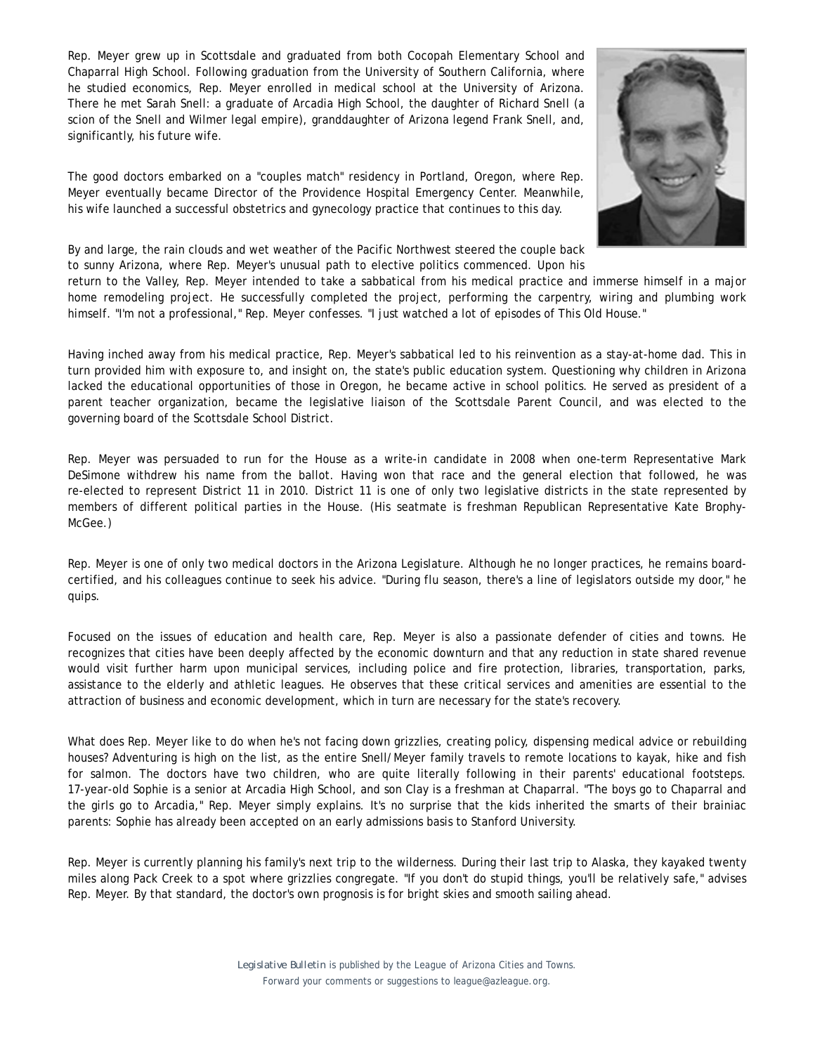Rep. Meyer grew up in Scottsdale and graduated from both Cocopah Elementary School and Chaparral High School. Following graduation from the University of Southern California, where he studied economics, Rep. Meyer enrolled in medical school at the University of Arizona. There he met Sarah Snell: a graduate of Arcadia High School, the daughter of Richard Snell (a scion of the Snell and Wilmer legal empire), granddaughter of Arizona legend Frank Snell, and, significantly, his future wife.

The good doctors embarked on a "couples match" residency in Portland, Oregon, where Rep. Meyer eventually became Director of the Providence Hospital Emergency Center. Meanwhile, his wife launched a successful obstetrics and gynecology practice that continues to this day.

By and large, the rain clouds and wet weather of the Pacific Northwest steered the couple back to sunny Arizona, where Rep. Meyer's unusual path to elective politics commenced. Upon his return to the Valley, Rep. Meyer intended to take a sabbatical from his medical practice and immerse himself in a major home remodeling project. He successfully completed the project, performing the carpentry, wiring and plumbing work himself. "I'm not a professional," Rep. Meyer confesses. "I just watched a lot of episodes of This Old House."

Having inched away from his medical practice, Rep. Meyer's sabbatical led to his reinvention as a stay-at-home dad. This in turn provided him with exposure to, and insight on, the state's public education system. Questioning why children in Arizona lacked the educational opportunities of those in Oregon, he became active in school politics. He served as president of a parent teacher organization, became the legislative liaison of the Scottsdale Parent Council, and was elected to the governing board of the Scottsdale School District.

Rep. Meyer was persuaded to run for the House as a write-in candidate in 2008 when one-term Representative Mark DeSimone withdrew his name from the ballot. Having won that race and the general election that followed, he was re-elected to represent District 11 in 2010. District 11 is one of only two legislative districts in the state represented by members of different political parties in the House. (His seatmate is freshman Republican Representative Kate Brophy-McGee.)

Rep. Meyer is one of only two medical doctors in the Arizona Legislature. Although he no longer practices, he remains board-certified, and his colleagues continue to seek his advice. "During flu season, there's a line of legislators outside my door," he quips.

Focused on the issues of education and health care, Rep. Meyer is also a passionate defender of cities and towns. He recognizes that cities have been deeply affected by the economic downturn and that any reduction in state shared revenue would visit further harm upon municipal services, including police and fire protection, libraries, transportation, parks, assistance to the elderly and athletic leagues. He observes that these critical services and amenities are essential to the attraction of business and economic development, which in turn are necessary for the state's recovery.

What does Rep. Meyer like to do when he's not facing down grizzlies, creating policy, dispensing medical advice or rebuilding houses? Adventuring is high on the list, as the entire Snell/Meyer family travels to remote locations to kayak, hike and fish for salmon. The doctors have two children, who are quite literally following in their parents' educational footsteps. 17-year-old Sophie is a senior at Arcadia High School, and son Clay is a freshman at Chaparral. "The boys go to Chaparral and the girls go to Arcadia," Rep. Meyer simply explains. It's no surprise that the kids inherited the smarts of their brainiac parents: Sophie has already been accepted on an early admissions basis to Stanford University.

Rep. Meyer is currently planning his family's next trip to the wilderness. During their last trip to Alaska, they kayaked twenty miles along Pack Creek to a spot where grizzlies congregate. "If you don't do stupid things, you'll be relatively safe," advises Rep. Meyer. By that standard, the doctor's own prognosis is for bright skies and smooth sailing ahead.

*Legislative Bulletin* is published by the League of Arizona Cities and Towns.
Forward your comments or suggestions to league@azleague.org.